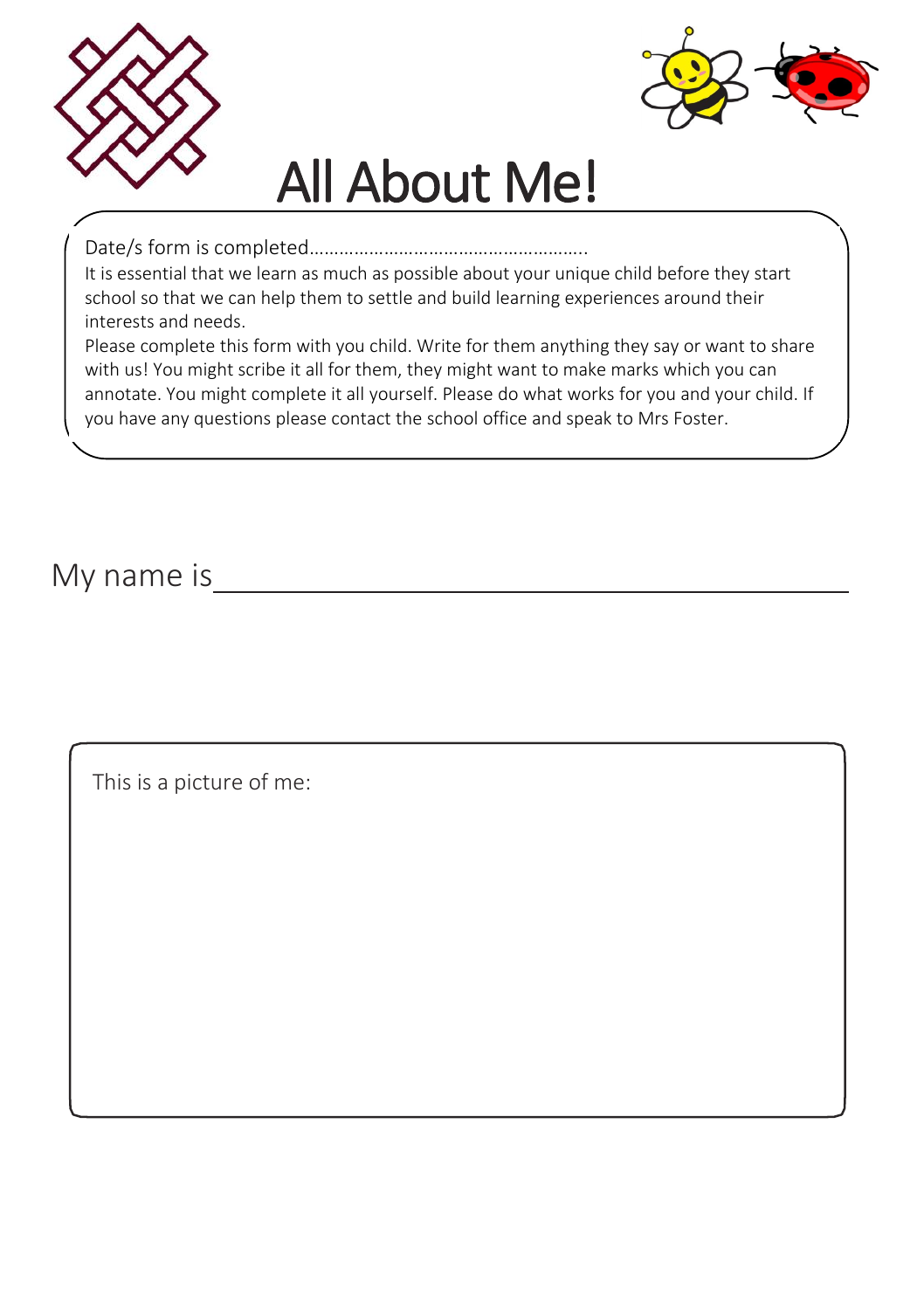# All About Me!

Date/s form is completed……………………………………………….

It is essential that we learn as much as possible about your unique child before they start school so that we can help them to settle and build learning experiences around their interests and needs.

Please complete this form with you child. Write for them anything they say or want to share with us! You might scribe it all for them, they might want to make marks which you can annotate. You might complete it all yourself. Please do what works for you and your child. If you have any questions please contact the school office and speak to Mrs Foster.

My name is ______________________________________________

This is a picture of me: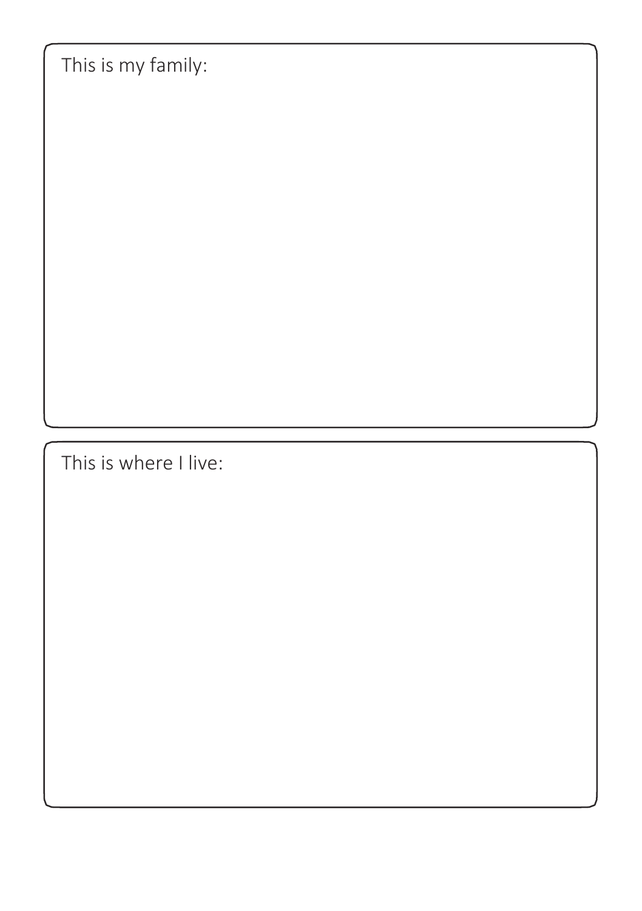This is my family:

This is where I live: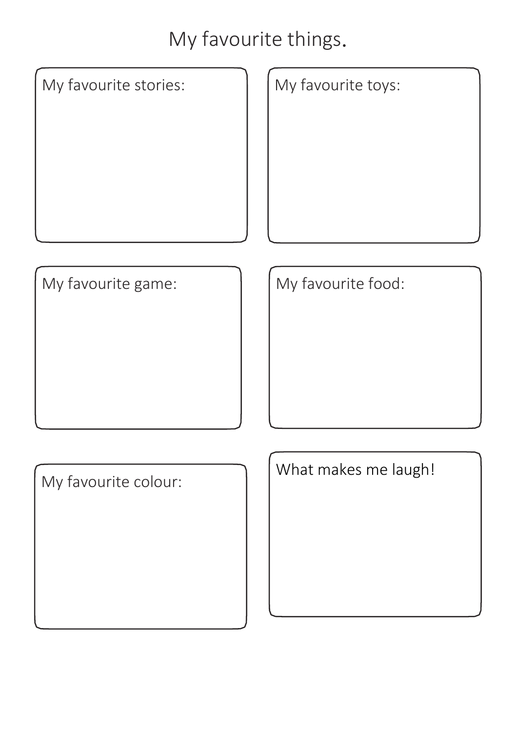# My favourite things.

My favourite stories:

My favourite toys:

My favourite game:

My favourite food:

My favourite colour:

What makes me laugh!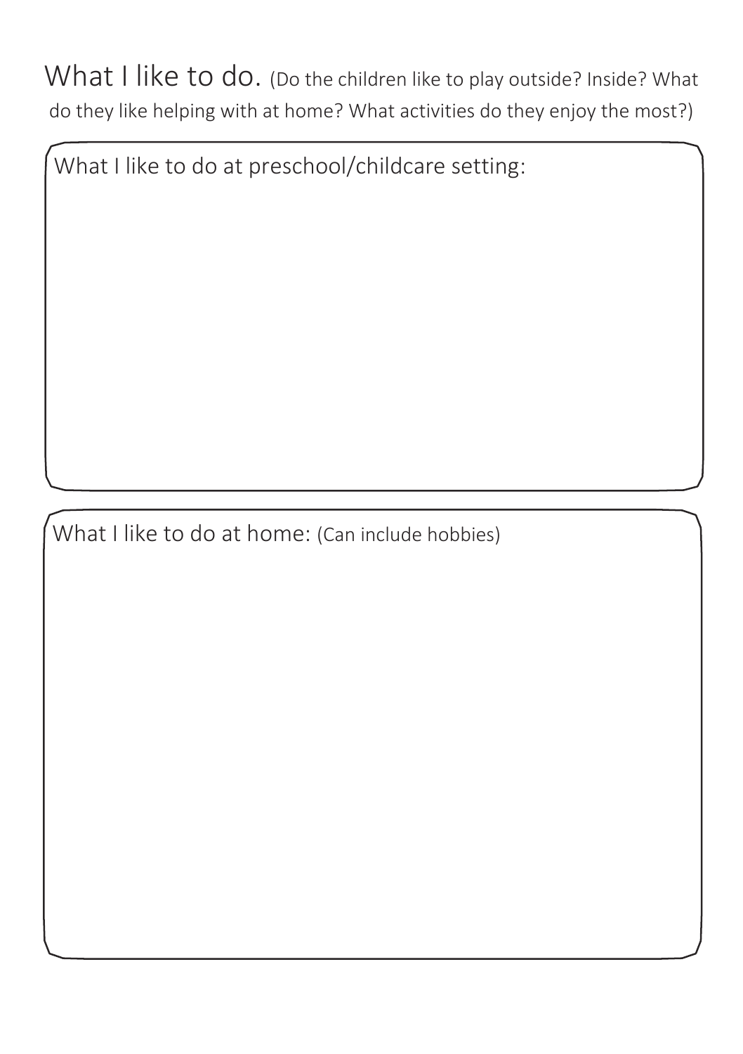# What I like to do.

(Do the children like to play outside? Inside? What do they like helping with at home? What activities do they enjoy the most?)

What I like to do at preschool/childcare setting:

What I like to do at home: (Can include hobbies)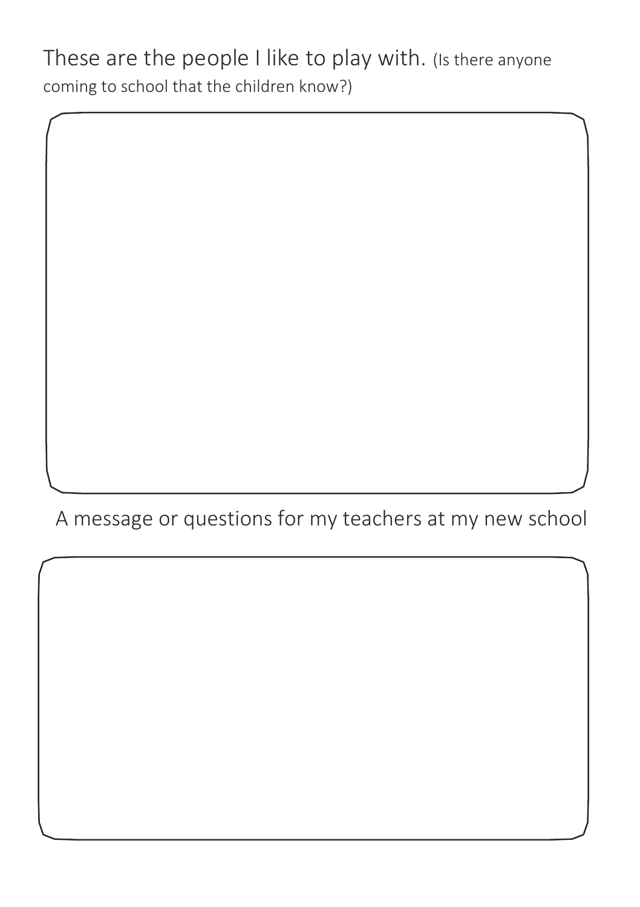These are the people I like to play with. (Is there anyone coming to school that the children know?)

A message or questions for my teachers at my new school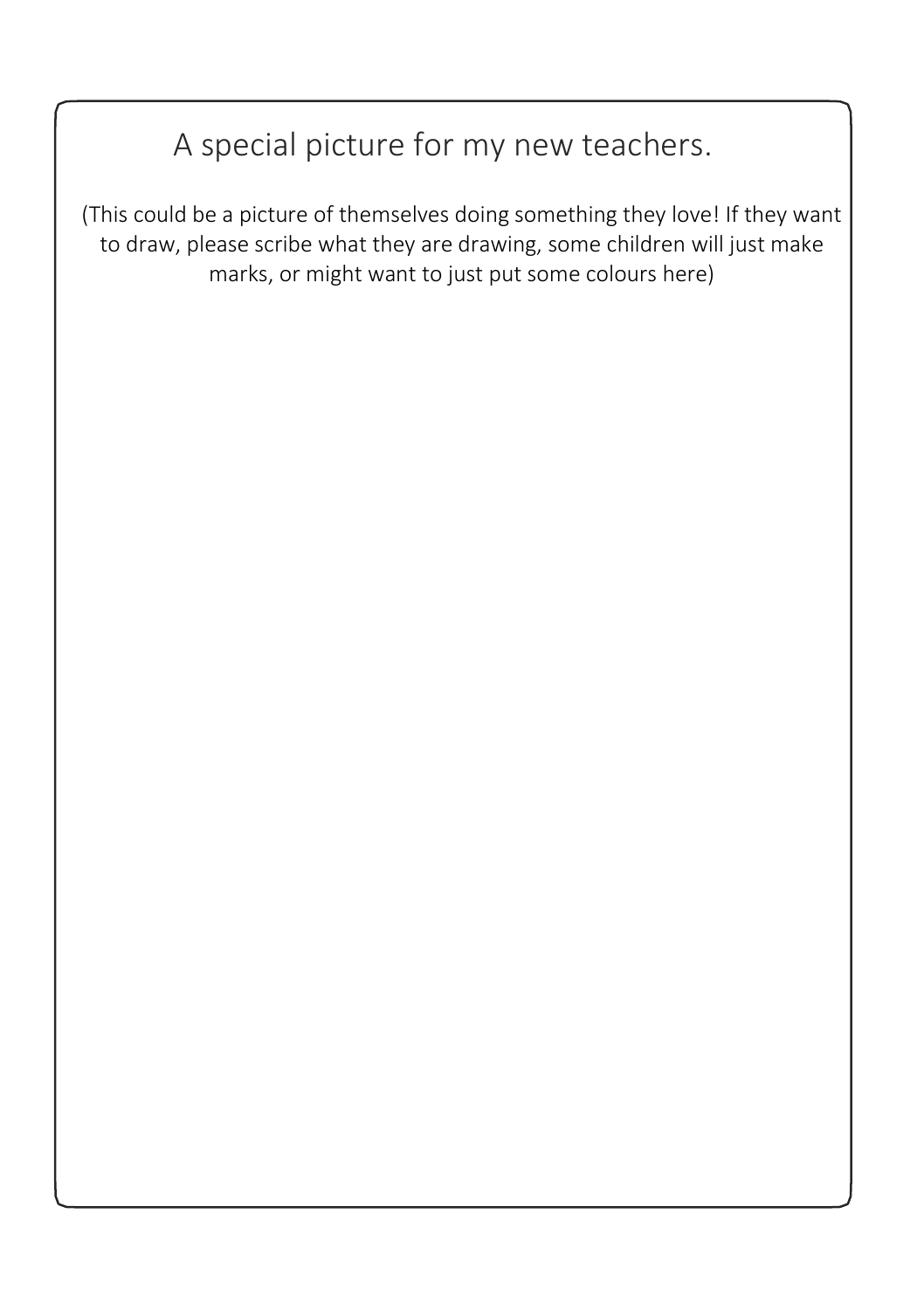# A special picture for my new teachers.

(This could be a picture of themselves doing something they love! If they want to draw, please scribe what they are drawing, some children will just make marks, or might want to just put some colours here)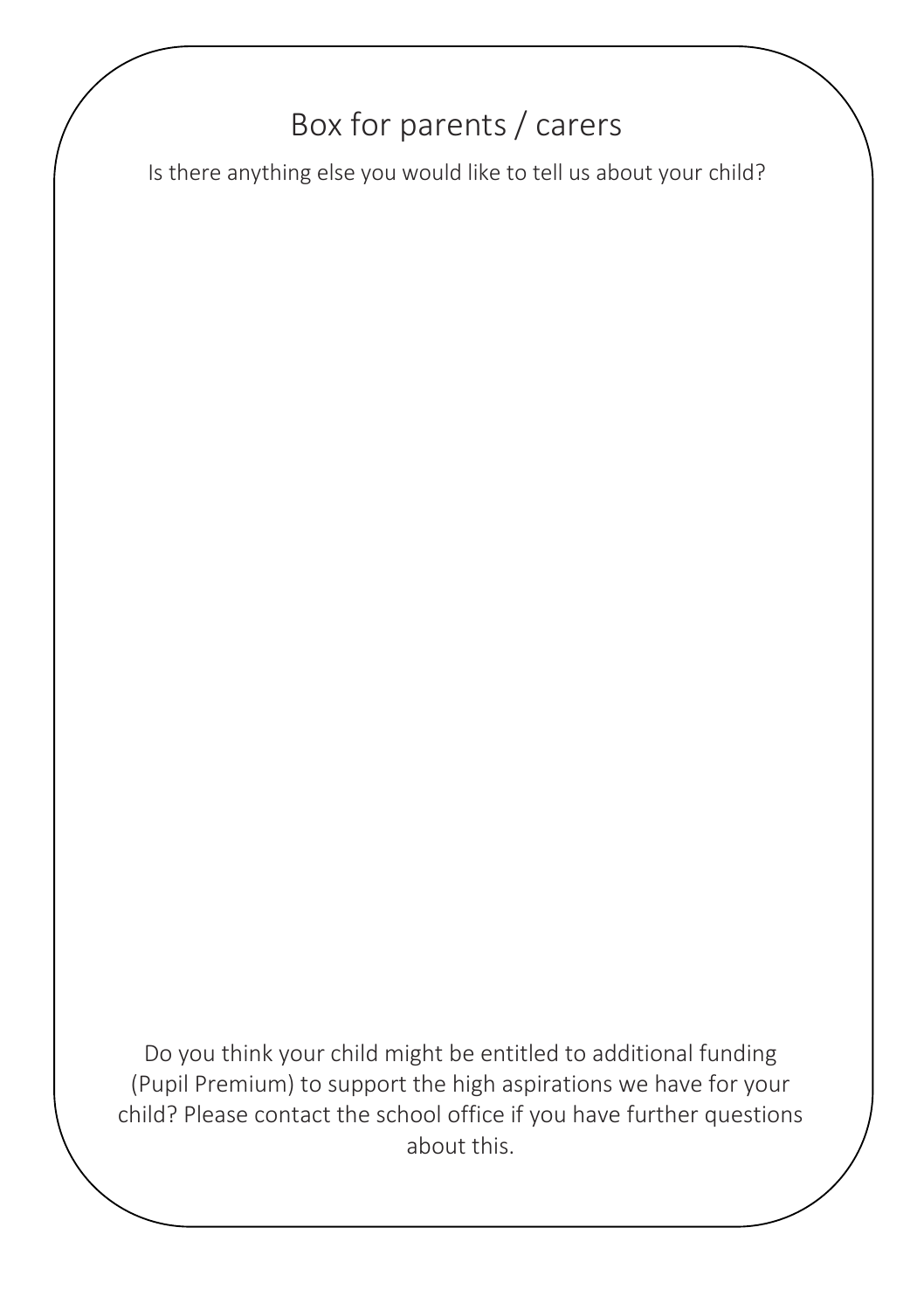## Box for parents / carers

Is there anything else you would like to tell us about your child?

Do you think your child might be entitled to additional funding (Pupil Premium) to support the high aspirations we have for your child? Please contact the school office if you have further questions about this.